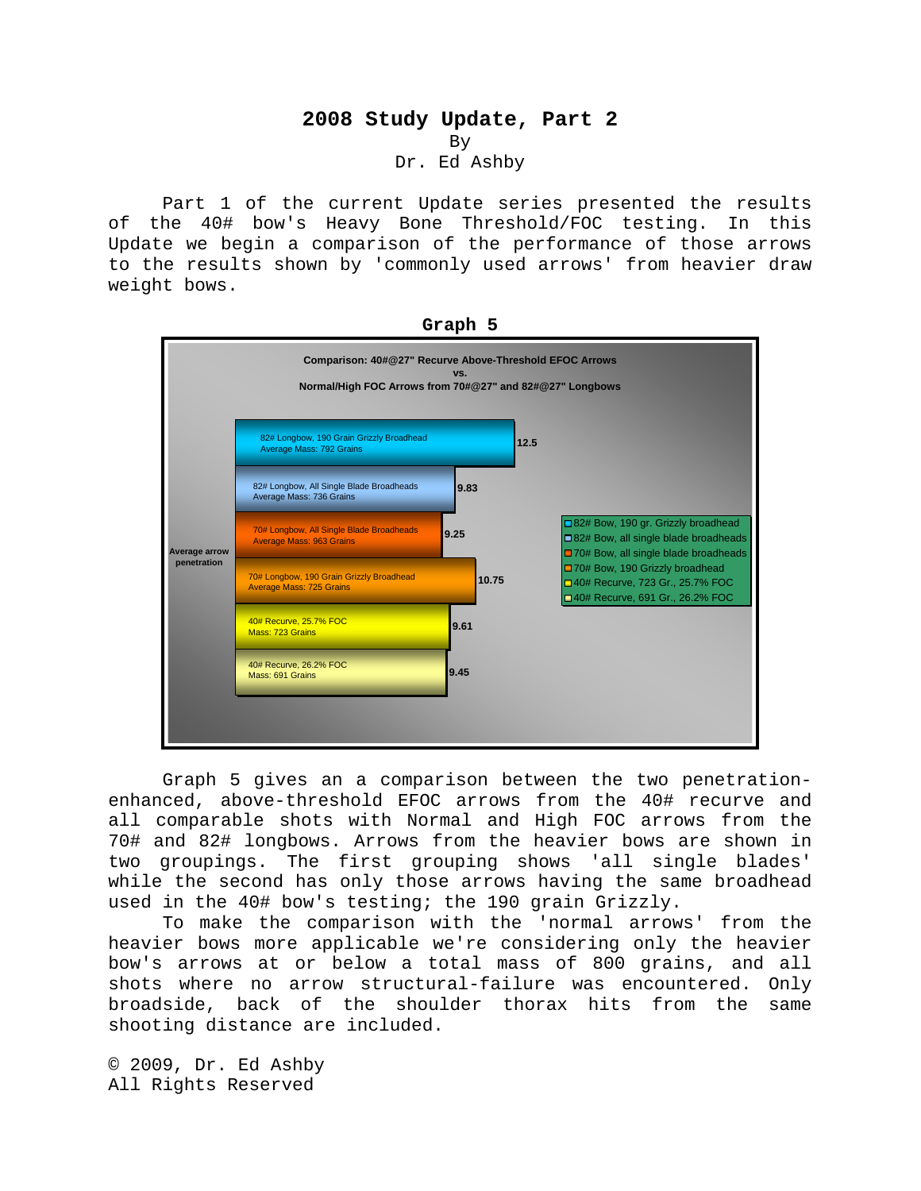# 2008 Study Update, Part 2

By

Dr. Ed Ashby

Part 1 of the current Update series presented the results of the 40# bow's Heavy Bone Threshold/FOC testing. In this Update we begin a comparison of the performance of those arrows to the results shown by 'commonly used arrows' from heavier draw weight bows.

**Graph 5**

Comparison: 40#@27" Recurve Above-Threshold EFOC Arrows vs. Normal/High FOC Arrows from 70#@27" and 82#@27" Longbows

Average arrow penetration

| Arrow | Average arrow penetration |
|---|---|
| 82# Longbow, 190 Grain Grizzly Broadhead, Average Mass: 792 Grains | 12.5 |
| 82# Longbow, All Single Blade Broadheads, Average Mass: 736 Grains | 9.83 |
| 70# Longbow, All Single Blade Broadheads, Average Mass: 963 Grains | 9.25 |
| 70# Longbow, 190 Grain Grizzly Broadhead, Average Mass: 725 Grains | 10.75 |
| 40# Recurve, 25.7% FOC, Mass: 723 Grains | 9.61 |
| 40# Recurve, 26.2% FOC, Mass: 691 Grains | 9.45 |

Legend:
- 82# Bow, 190 gr. Grizzly broadhead
- 82# Bow, all single blade broadheads
- 70# Bow, all single blade broadheads
- 70# Bow, 190 Grizzly broadhead
- 40# Recurve, 723 Gr., 25.7% FOC
- 40# Recurve, 691 Gr., 26.2% FOC

Graph 5 gives an a comparison between the two penetration-enhanced, above-threshold EFOC arrows from the 40# recurve and all comparable shots with Normal and High FOC arrows from the 70# and 82# longbows. Arrows from the heavier bows are shown in two groupings. The first grouping shows 'all single blades' while the second has only those arrows having the same broadhead used in the 40# bow's testing; the 190 grain Grizzly.

To make the comparison with the 'normal arrows' from the heavier bows more applicable we're considering only the heavier bow's arrows at or below a total mass of 800 grains, and all shots where no arrow structural-failure was encountered. Only broadside, back of the shoulder thorax hits from the same shooting distance are included.

© 2009, Dr. Ed Ashby
All Rights Reserved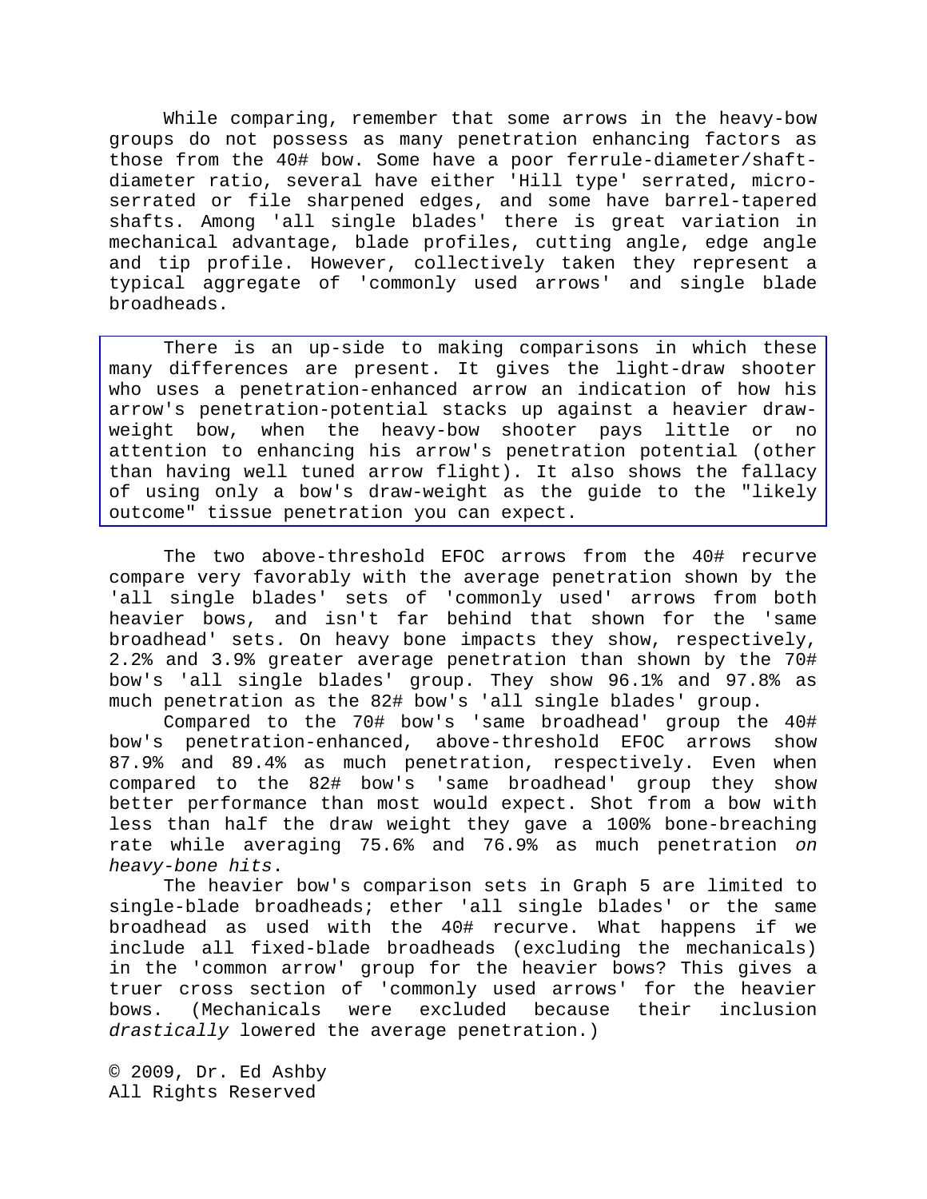While comparing, remember that some arrows in the heavy-bow groups do not possess as many penetration enhancing factors as those from the 40# bow. Some have a poor ferrule-diameter/shaft-diameter ratio, several have either 'Hill type' serrated, micro-serrated or file sharpened edges, and some have barrel-tapered shafts. Among 'all single blades' there is great variation in mechanical advantage, blade profiles, cutting angle, edge angle and tip profile. However, collectively taken they represent a typical aggregate of 'commonly used arrows' and single blade broadheads.

There is an up-side to making comparisons in which these many differences are present. It gives the light-draw shooter who uses a penetration-enhanced arrow an indication of how his arrow's penetration-potential stacks up against a heavier draw-weight bow, when the heavy-bow shooter pays little or no attention to enhancing his arrow's penetration potential (other than having well tuned arrow flight). It also shows the fallacy of using only a bow's draw-weight as the guide to the "likely outcome" tissue penetration you can expect.

The two above-threshold EFOC arrows from the 40# recurve compare very favorably with the average penetration shown by the 'all single blades' sets of 'commonly used' arrows from both heavier bows, and isn't far behind that shown for the 'same broadhead' sets. On heavy bone impacts they show, respectively, 2.2% and 3.9% greater average penetration than shown by the 70# bow's 'all single blades' group. They show 96.1% and 97.8% as much penetration as the 82# bow's 'all single blades' group.

Compared to the 70# bow's 'same broadhead' group the 40# bow's penetration-enhanced, above-threshold EFOC arrows show 87.9% and 89.4% as much penetration, respectively. Even when compared to the 82# bow's 'same broadhead' group they show better performance than most would expect. Shot from a bow with less than half the draw weight they gave a 100% bone-breaching rate while averaging 75.6% and 76.9% as much penetration *on heavy-bone hits*.

The heavier bow's comparison sets in Graph 5 are limited to single-blade broadheads; ether 'all single blades' or the same broadhead as used with the 40# recurve. What happens if we include all fixed-blade broadheads (excluding the mechanicals) in the 'common arrow' group for the heavier bows? This gives a truer cross section of 'commonly used arrows' for the heavier bows. (Mechanicals were excluded because their inclusion *drastically* lowered the average penetration.)

© 2009, Dr. Ed Ashby
All Rights Reserved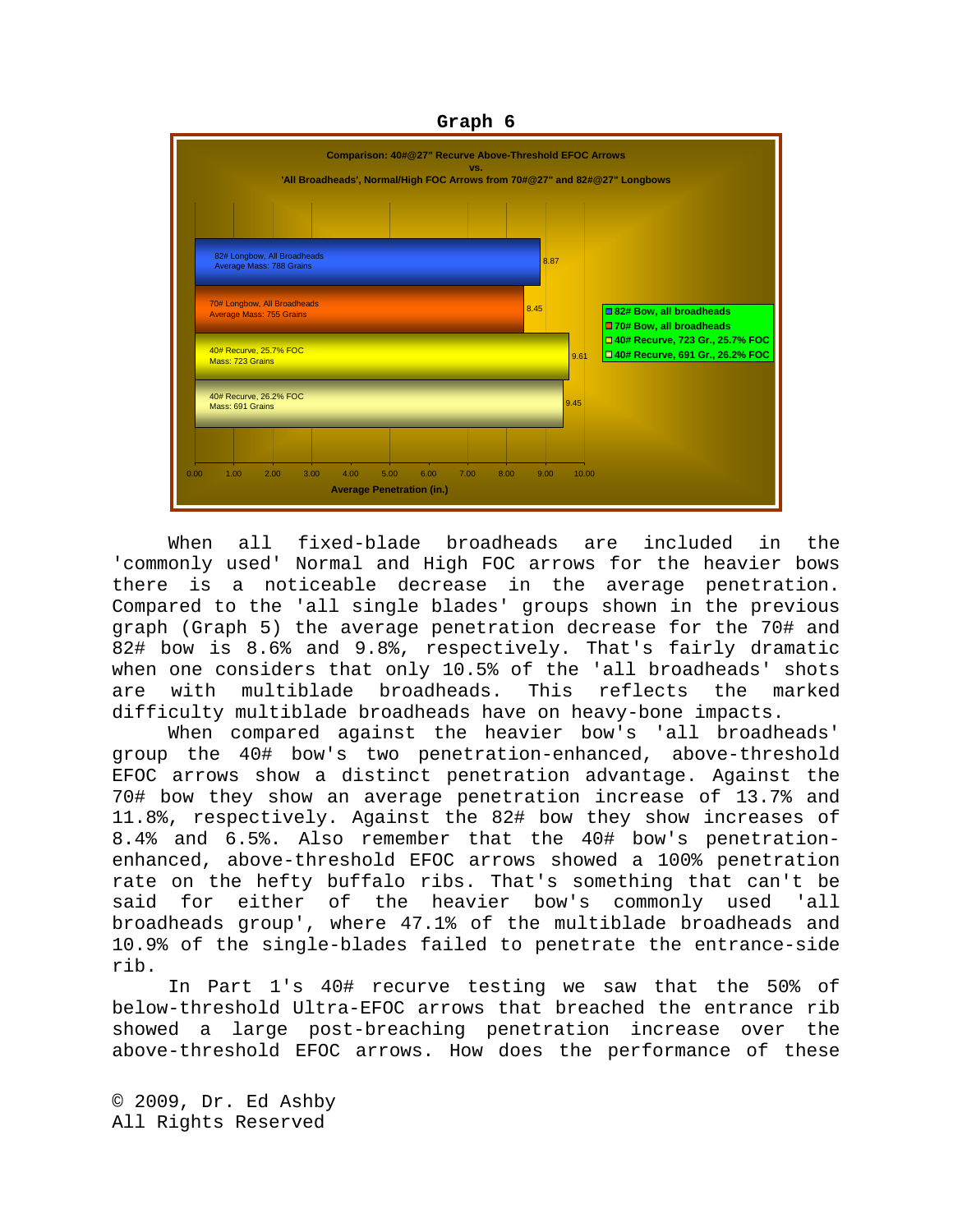**Graph 6**

Comparison: 40#@27" Recurve Above-Threshold EFOC Arrows
vs.
'All Broadheads', Normal/High FOC Arrows from 70#@27" and 82#@27" Longbows

| Arrow Group | Average Penetration (in.) |
|---|---|
| 82# Longbow, All Broadheads, Average Mass: 788 Grains | 8.87 |
| 70# Longbow, All Broadheads, Average Mass: 755 Grains | 8.45 |
| 40# Recurve, 25.7% FOC, Mass: 723 Grains | 9.61 |
| 40# Recurve, 26.2% FOC, Mass: 691 Grains | 9.45 |

Legend: 82# Bow, all broadheads; 70# Bow, all broadheads; 40# Recurve, 723 Gr., 25.7% FOC; 40# Recurve, 691 Gr., 26.2% FOC

Average Penetration (in.)

When all fixed-blade broadheads are included in the 'commonly used' Normal and High FOC arrows for the heavier bows there is a noticeable decrease in the average penetration. Compared to the 'all single blades' groups shown in the previous graph (Graph 5) the average penetration decrease for the 70# and 82# bow is 8.6% and 9.8%, respectively. That's fairly dramatic when one considers that only 10.5% of the 'all broadheads' shots are with multiblade broadheads. This reflects the marked difficulty multiblade broadheads have on heavy-bone impacts.

When compared against the heavier bow's 'all broadheads' group the 40# bow's two penetration-enhanced, above-threshold EFOC arrows show a distinct penetration advantage. Against the 70# bow they show an average penetration increase of 13.7% and 11.8%, respectively. Against the 82# bow they show increases of 8.4% and 6.5%. Also remember that the 40# bow's penetration-enhanced, above-threshold EFOC arrows showed a 100% penetration rate on the hefty buffalo ribs. That's something that can't be said for either of the heavier bow's commonly used 'all broadheads group', where 47.1% of the multiblade broadheads and 10.9% of the single-blades failed to penetrate the entrance-side rib.

In Part 1's 40# recurve testing we saw that the 50% of below-threshold Ultra-EFOC arrows that breached the entrance rib showed a large post-breaching penetration increase over the above-threshold EFOC arrows. How does the performance of these

© 2009, Dr. Ed Ashby
All Rights Reserved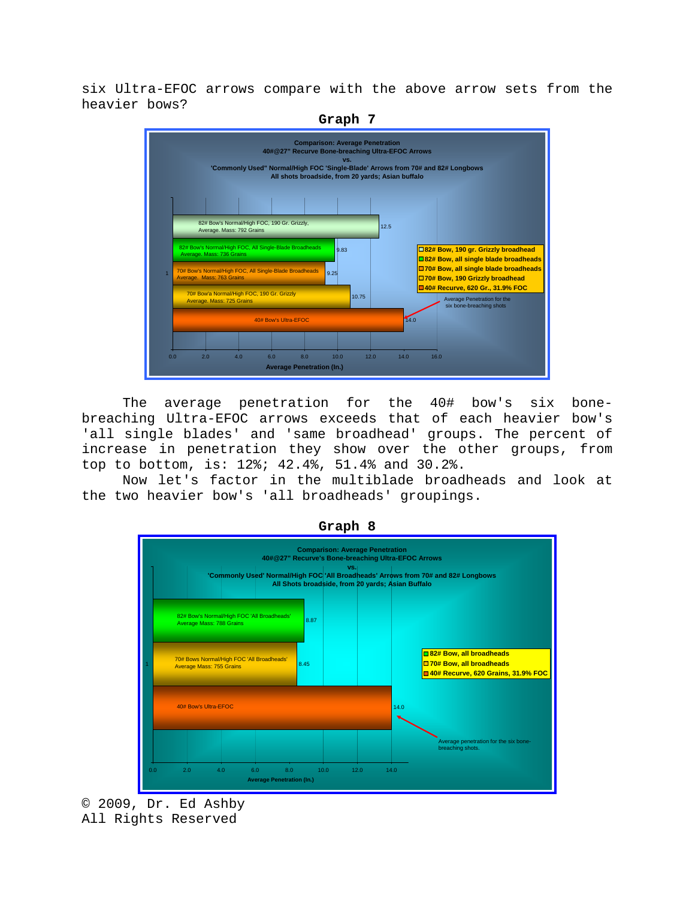six Ultra-EFOC arrows compare with the above arrow sets from the heavier bows?

**Graph 7**

Comparison: Average Penetration
40#@27" Recurve Bone-breaching Ultra-EFOC Arrows
vs.
'Commonly Used" Normal/High FOC 'Single-Blade' Arrows from 70# and 82# Longbows
All shots broadside, from 20 yards; Asian buffalo

| Arrow set | Average Penetration (In.) |
|---|---|
| 82# Bow's Normal/High FOC, 190 Gr. Grizzly, Average. Mass: 792 Grains | 12.5 |
| 82# Bow's Normal/High FOC, All Single-Blade Broadheads Average. Mass: 736 Grains | 9.83 |
| 70# Bow's Normal/High FOC, All Single-Blade Broadheads Average. Mass: 763 Grains | 9.25 |
| 70# Bow'a Normal/High FOC, 190 Gr. Grizzly Average. Mass: 725 Grains | 10.75 |
| 40# Bow's Ultra-EFOC | 14.0 |

Legend: 82# Bow, 190 gr. Grizzly broadhead; 82# Bow, all single blade broadheads; 70# Bow, all single blade broadheads; 70# Bow, 190 Grizzly broadhead; 40# Recurve, 620 Gr., 31.9% FOC

Average Penetration for the six bone-breaching shots

The average penetration for the 40# bow's six bone-breaching Ultra-EFOC arrows exceeds that of each heavier bow's 'all single blades' and 'same broadhead' groups. The percent of increase in penetration they show over the other groups, from top to bottom, is: 12%; 42.4%, 51.4% and 30.2%.

Now let's factor in the multiblade broadheads and look at the two heavier bow's 'all broadheads' groupings.

**Graph 8**

Comparison: Average Penetration
40#@27" Recurve's Bone-breaching Ultra-EFOC Arrows
vs.
'Commonly Used' Normal/High FOC 'All Broadheads' Arrows from 70# and 82# Longbows
All Shots broadside, from 20 yards; Asian Buffalo

| Arrow set | Average Penetration (In.) |
|---|---|
| 82# Bow's Normal/High FOC 'All Broadheads' Average Mass: 788 Grains | 8.87 |
| 70# Bows Normal/High FOC 'All Broadheads' Average Mass: 755 Grains | 8.45 |
| 40# Bow's Ultra-EFOC | 14.0 |

Legend: 82# Bow, all broadheads; 70# Bow, all broadheads; 40# Recurve, 620 Grains, 31.9% FOC

Average penetration for the six bone-breaching shots.

© 2009, Dr. Ed Ashby
All Rights Reserved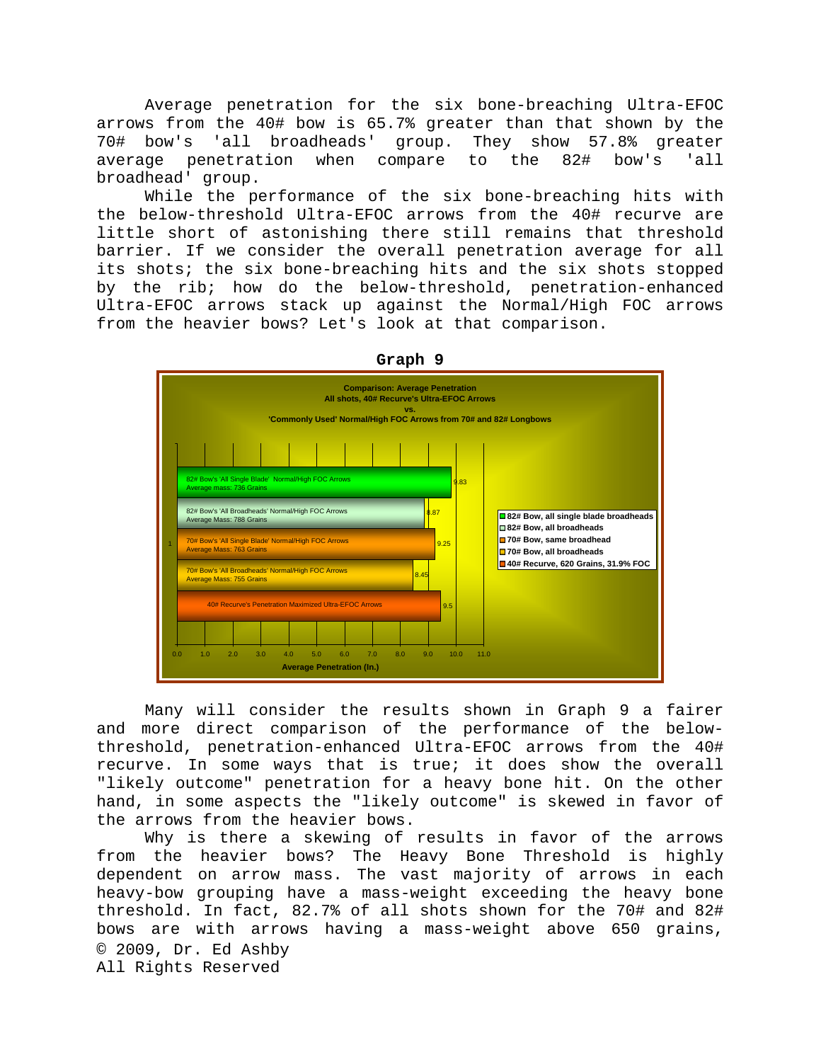Average penetration for the six bone-breaching Ultra-EFOC arrows from the 40# bow is 65.7% greater than that shown by the 70# bow's 'all broadheads' group. They show 57.8% greater average penetration when compare to the 82# bow's 'all broadhead' group.

While the performance of the six bone-breaching hits with the below-threshold Ultra-EFOC arrows from the 40# recurve are little short of astonishing there still remains that threshold barrier. If we consider the overall penetration average for all its shots; the six bone-breaching hits and the six shots stopped by the rib; how do the below-threshold, penetration-enhanced Ultra-EFOC arrows stack up against the Normal/High FOC arrows from the heavier bows? Let's look at that comparison.

**Graph 9**

**Comparison: Average Penetration**
**All shots, 40# Recurve's Ultra-EFOC Arrows**
**vs.**
**'Commonly Used' Normal/High FOC Arrows from 70# and 82# Longbows**

| Group | Average Mass | Average Penetration (In.) |
|---|---|---|
| 82# Bow's 'All Single Blade' Normal/High FOC Arrows | 736 Grains | 9.83 |
| 82# Bow's 'All Broadheads' Normal/High FOC Arrows | 788 Grains | 8.87 |
| 70# Bow's 'All Single Blade' Normal/High FOC Arrows | 763 Grains | 9.25 |
| 70# Bow's 'All Broadheads' Normal/High FOC Arrows | 755 Grains | 8.45 |
| 40# Recurve's Penetration Maximized Ultra-EFOC Arrows | 620 Grains, 31.9% FOC | 9.5 |

Many will consider the results shown in Graph 9 a fairer and more direct comparison of the performance of the below-threshold, penetration-enhanced Ultra-EFOC arrows from the 40# recurve. In some ways that is true; it does show the overall "likely outcome" penetration for a heavy bone hit. On the other hand, in some aspects the "likely outcome" is skewed in favor of the arrows from the heavier bows.

Why is there a skewing of results in favor of the arrows from the heavier bows? The Heavy Bone Threshold is highly dependent on arrow mass. The vast majority of arrows in each heavy-bow grouping have a mass-weight exceeding the heavy bone threshold. In fact, 82.7% of all shots shown for the 70# and 82# bows are with arrows having a mass-weight above 650 grains,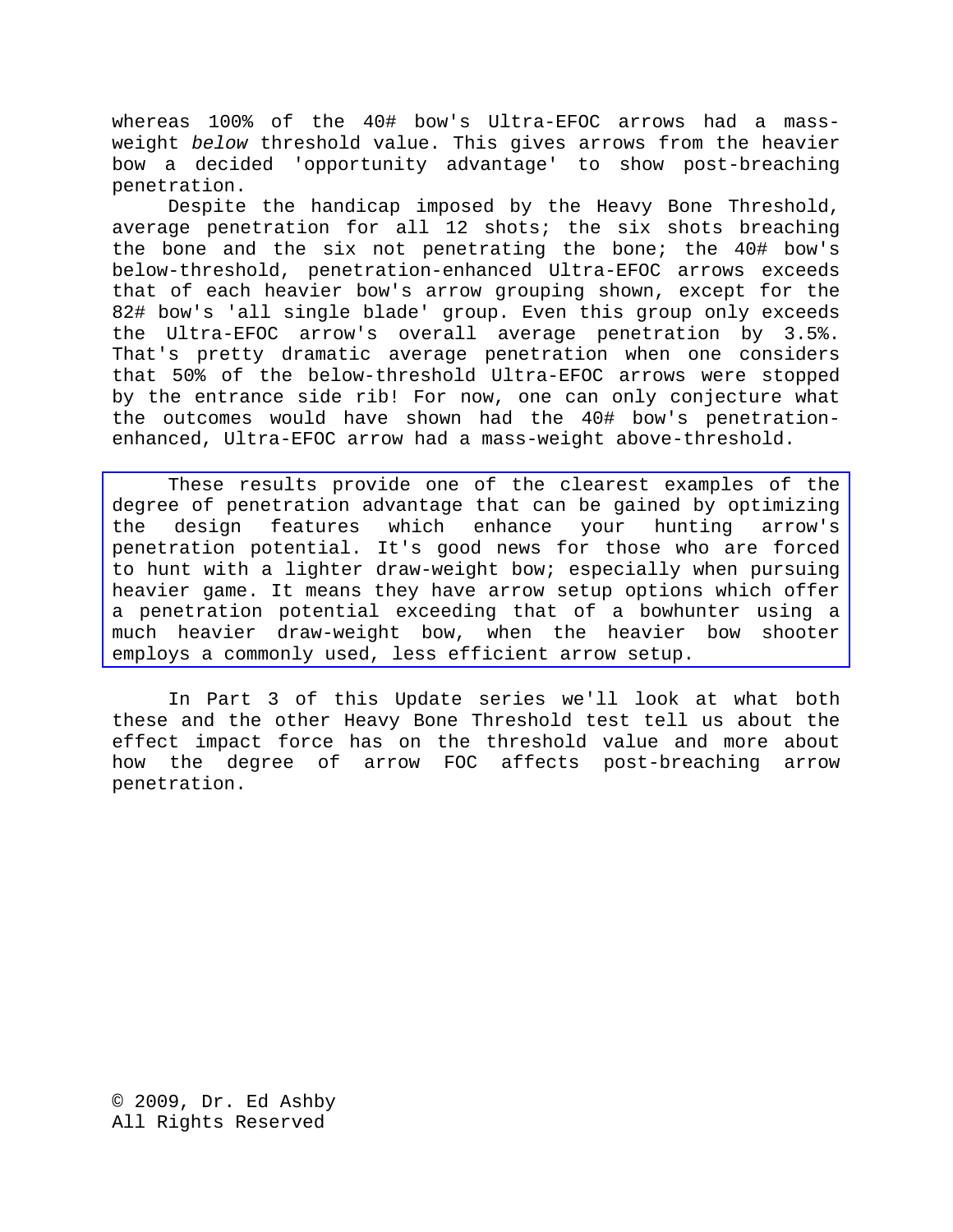whereas 100% of the 40# bow's Ultra-EFOC arrows had a mass-weight *below* threshold value. This gives arrows from the heavier bow a decided 'opportunity advantage' to show post-breaching penetration.

Despite the handicap imposed by the Heavy Bone Threshold, average penetration for all 12 shots; the six shots breaching the bone and the six not penetrating the bone; the 40# bow's below-threshold, penetration-enhanced Ultra-EFOC arrows exceeds that of each heavier bow's arrow grouping shown, except for the 82# bow's 'all single blade' group. Even this group only exceeds the Ultra-EFOC arrow's overall average penetration by 3.5%. That's pretty dramatic average penetration when one considers that 50% of the below-threshold Ultra-EFOC arrows were stopped by the entrance side rib! For now, one can only conjecture what the outcomes would have shown had the 40# bow's penetration-enhanced, Ultra-EFOC arrow had a mass-weight above-threshold.

> These results provide one of the clearest examples of the degree of penetration advantage that can be gained by optimizing the design features which enhance your hunting arrow's penetration potential. It's good news for those who are forced to hunt with a lighter draw-weight bow; especially when pursuing heavier game. It means they have arrow setup options which offer a penetration potential exceeding that of a bowhunter using a much heavier draw-weight bow, when the heavier bow shooter employs a commonly used, less efficient arrow setup.

In Part 3 of this Update series we'll look at what both these and the other Heavy Bone Threshold test tell us about the effect impact force has on the threshold value and more about how the degree of arrow FOC affects post-breaching arrow penetration.

© 2009, Dr. Ed Ashby
All Rights Reserved